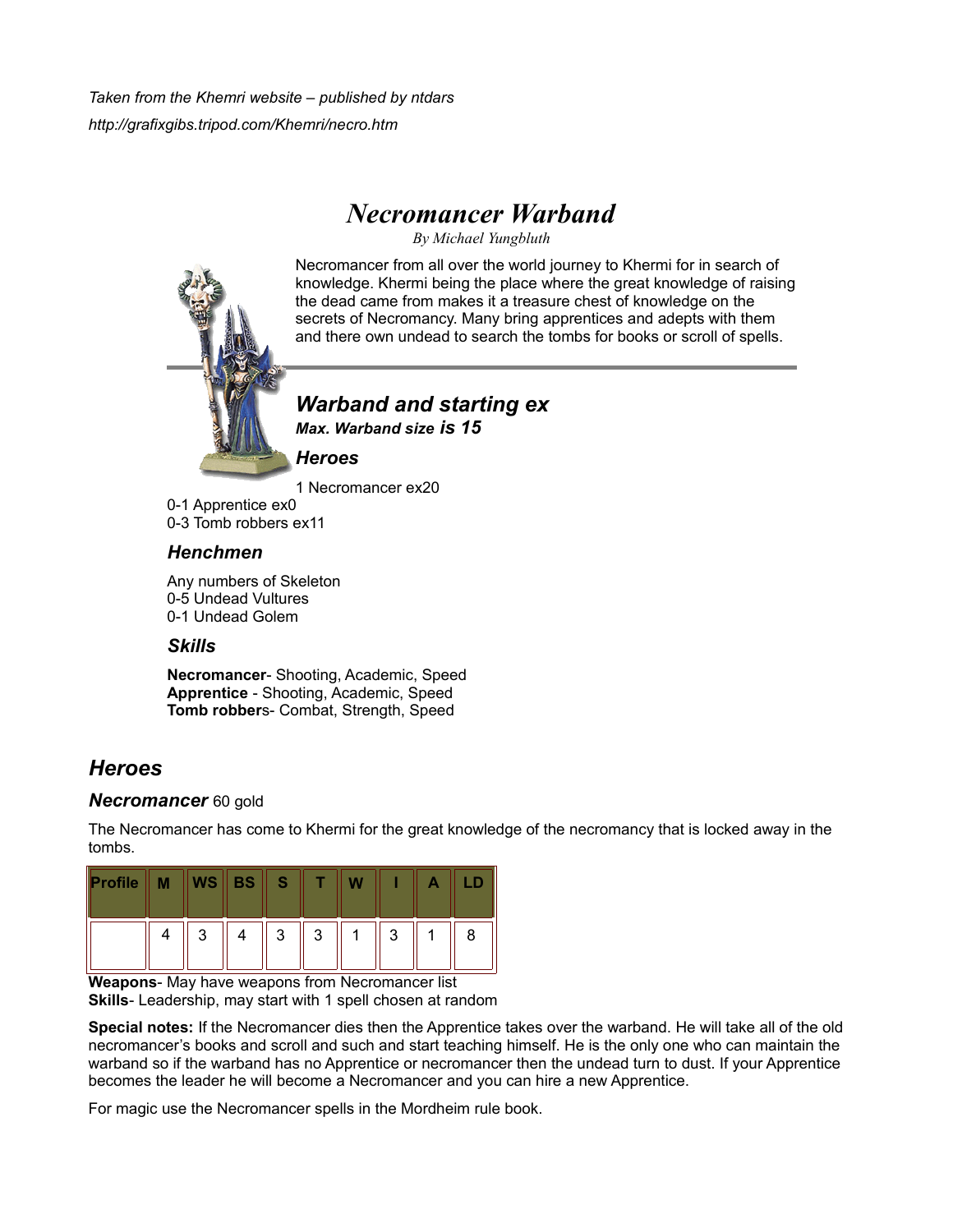*Taken from the Khemri website – published by ntdars*

*http://grafixgibs.tripod.com/Khemri/necro.htm*

# *Necromancer Warband*

*By Michael Yungbluth*

Necromancer from all over the world journey to Khermi for in search of knowledge. Khermi being the place where the great knowledge of raising the dead came from makes it a treasure chest of knowledge on the secrets of Necromancy. Many bring apprentices and adepts with them and there own undead to search the tombs for books or scroll of spells.

## *Warband and starting ex*

***Max. Warband size is 15***

### *Heroes*

1 Necromancer ex20
0-1 Apprentice ex0
0-3 Tomb robbers ex11

### *Henchmen*

Any numbers of Skeleton
0-5 Undead Vultures
0-1 Undead Golem

### *Skills*

**Necromancer**- Shooting, Academic, Speed
**Apprentice** - Shooting, Academic, Speed
**Tomb robber**s- Combat, Strength, Speed

## *Heroes*

### *Necromancer* 60 gold

The Necromancer has come to Khermi for the great knowledge of the necromancy that is locked away in the tombs.

| Profile | M | WS | BS | S | T | W | I | A | LD |
|---|---|---|---|---|---|---|---|---|---|
| | 4 | 3 | 4 | 3 | 3 | 1 | 3 | 1 | 8 |

**Weapons**- May have weapons from Necromancer list
**Skills**- Leadership, may start with 1 spell chosen at random

**Special notes:** If the Necromancer dies then the Apprentice takes over the warband. He will take all of the old necromancer's books and scroll and such and start teaching himself. He is the only one who can maintain the warband so if the warband has no Apprentice or necromancer then the undead turn to dust. If your Apprentice becomes the leader he will become a Necromancer and you can hire a new Apprentice.

For magic use the Necromancer spells in the Mordheim rule book.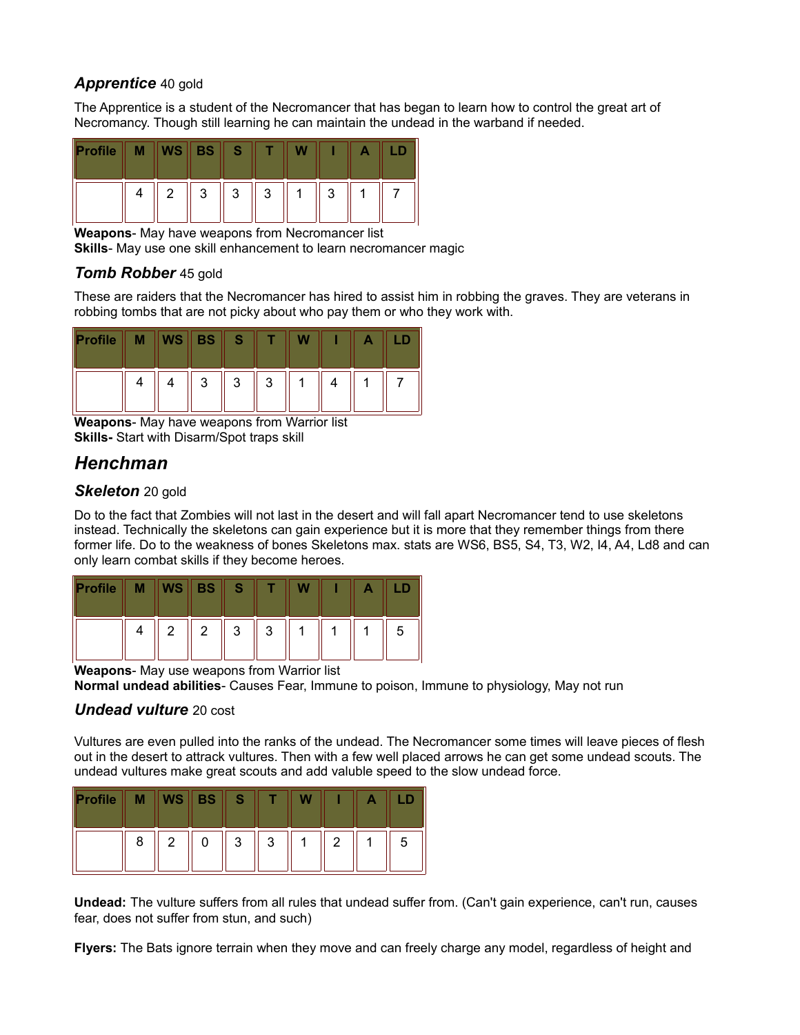### *Apprentice* 40 gold

The Apprentice is a student of the Necromancer that has began to learn how to control the great art of Necromancy. Though still learning he can maintain the undead in the warband if needed.

| Profile | M | WS | BS | S | T | W | I | A | LD |
|---|---|---|---|---|---|---|---|---|---|
| | 4 | 2 | 3 | 3 | 3 | 1 | 3 | 1 | 7 |

**Weapons**- May have weapons from Necromancer list
**Skills**- May use one skill enhancement to learn necromancer magic

### *Tomb Robber* 45 gold

These are raiders that the Necromancer has hired to assist him in robbing the graves. They are veterans in robbing tombs that are not picky about who pay them or who they work with.

| Profile | M | WS | BS | S | T | W | I | A | LD |
|---|---|---|---|---|---|---|---|---|---|
| | 4 | 4 | 3 | 3 | 3 | 1 | 4 | 1 | 7 |

**Weapons**- May have weapons from Warrior list
**Skills-** Start with Disarm/Spot traps skill

## *Henchman*

### *Skeleton* 20 gold

Do to the fact that Zombies will not last in the desert and will fall apart Necromancer tend to use skeletons instead. Technically the skeletons can gain experience but it is more that they remember things from there former life. Do to the weakness of bones Skeletons max. stats are WS6, BS5, S4, T3, W2, I4, A4, Ld8 and can only learn combat skills if they become heroes.

| Profile | M | WS | BS | S | T | W | I | A | LD |
|---|---|---|---|---|---|---|---|---|---|
| | 4 | 2 | 2 | 3 | 3 | 1 | 1 | 1 | 5 |

**Weapons**- May use weapons from Warrior list
**Normal undead abilities**- Causes Fear, Immune to poison, Immune to physiology, May not run

### *Undead vulture* 20 cost

Vultures are even pulled into the ranks of the undead. The Necromancer some times will leave pieces of flesh out in the desert to attract vultures. Then with a few well placed arrows he can get some undead scouts. The undead vultures make great scouts and add valuble speed to the slow undead force.

| Profile | M | WS | BS | S | T | W | I | A | LD |
|---|---|---|---|---|---|---|---|---|---|
| | 8 | 2 | 0 | 3 | 3 | 1 | 2 | 1 | 5 |

**Undead:** The vulture suffers from all rules that undead suffer from. (Can't gain experience, can't run, causes fear, does not suffer from stun, and such)

**Flyers:** The Bats ignore terrain when they move and can freely charge any model, regardless of height and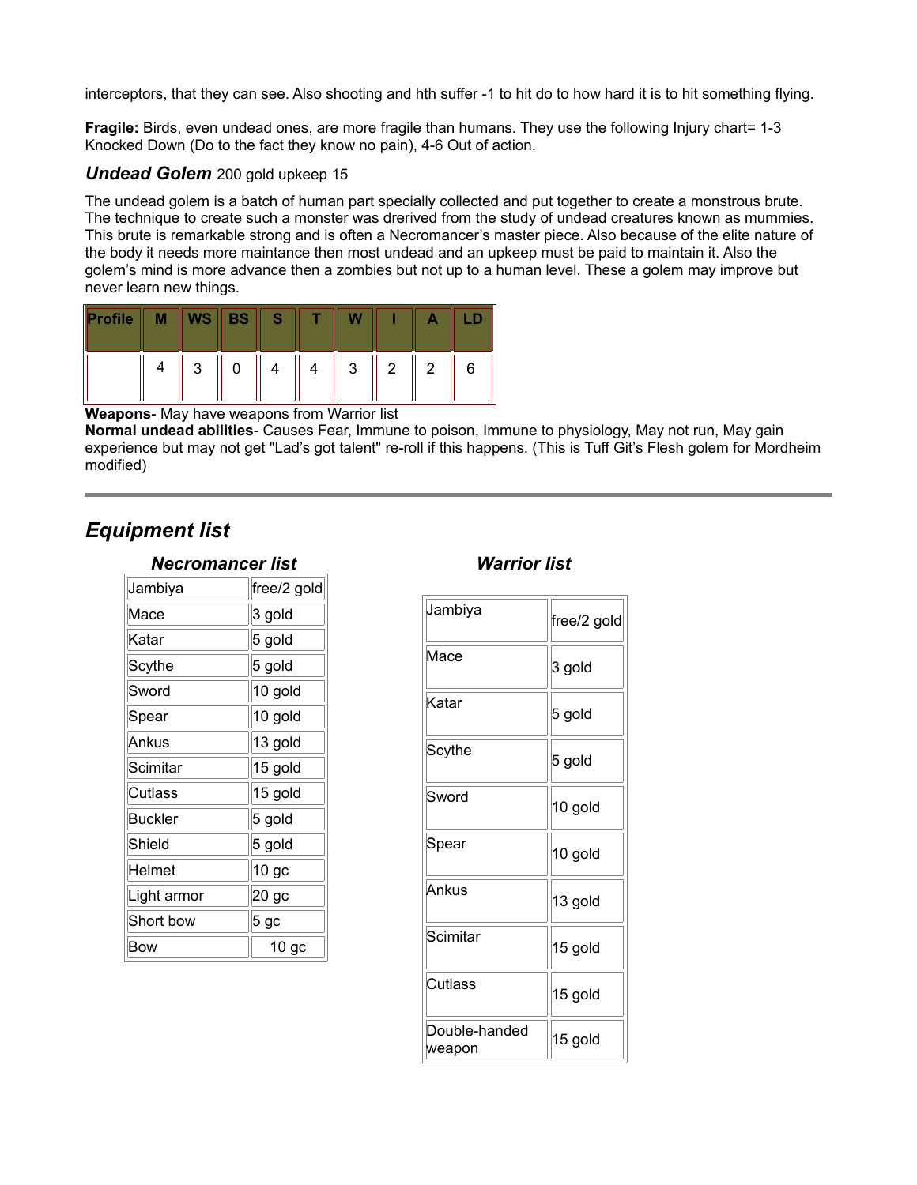interceptors, that they can see. Also shooting and hth suffer -1 to hit do to how hard it is to hit something flying.

**Fragile:** Birds, even undead ones, are more fragile than humans. They use the following Injury chart= 1-3 Knocked Down (Do to the fact they know no pain), 4-6 Out of action.

### *Undead Golem* 200 gold upkeep 15

The undead golem is a batch of human part specially collected and put together to create a monstrous brute. The technique to create such a monster was drerived from the study of undead creatures known as mummies. This brute is remarkable strong and is often a Necromancer's master piece. Also because of the elite nature of the body it needs more maintance then most undead and an upkeep must be paid to maintain it. Also the golem's mind is more advance then a zombies but not up to a human level. These a golem may improve but never learn new things.

| Profile | M | WS | BS | S | T | W | I | A | LD |
|---|---|---|---|---|---|---|---|---|---|
| | 4 | 3 | 0 | 4 | 4 | 3 | 2 | 2 | 6 |

**Weapons**- May have weapons from Warrior list
**Normal undead abilities**- Causes Fear, Immune to poison, Immune to physiology, May not run, May gain experience but may not get "Lad's got talent" re-roll if this happens. (This is Tuff Git's Flesh golem for Mordheim modified)

---

## *Equipment list*

### *Necromancer list*

| Item | Cost |
|---|---|
| Jambiya | free/2 gold |
| Mace | 3 gold |
| Katar | 5 gold |
| Scythe | 5 gold |
| Sword | 10 gold |
| Spear | 10 gold |
| Ankus | 13 gold |
| Scimitar | 15 gold |
| Cutlass | 15 gold |
| Buckler | 5 gold |
| Shield | 5 gold |
| Helmet | 10 gc |
| Light armor | 20 gc |
| Short bow | 5 gc |
| Bow | 10 gc |

### *Warrior list*

| Item | Cost |
|---|---|
| Jambiya | free/2 gold |
| Mace | 3 gold |
| Katar | 5 gold |
| Scythe | 5 gold |
| Sword | 10 gold |
| Spear | 10 gold |
| Ankus | 13 gold |
| Scimitar | 15 gold |
| Cutlass | 15 gold |
| Double-handed weapon | 15 gold |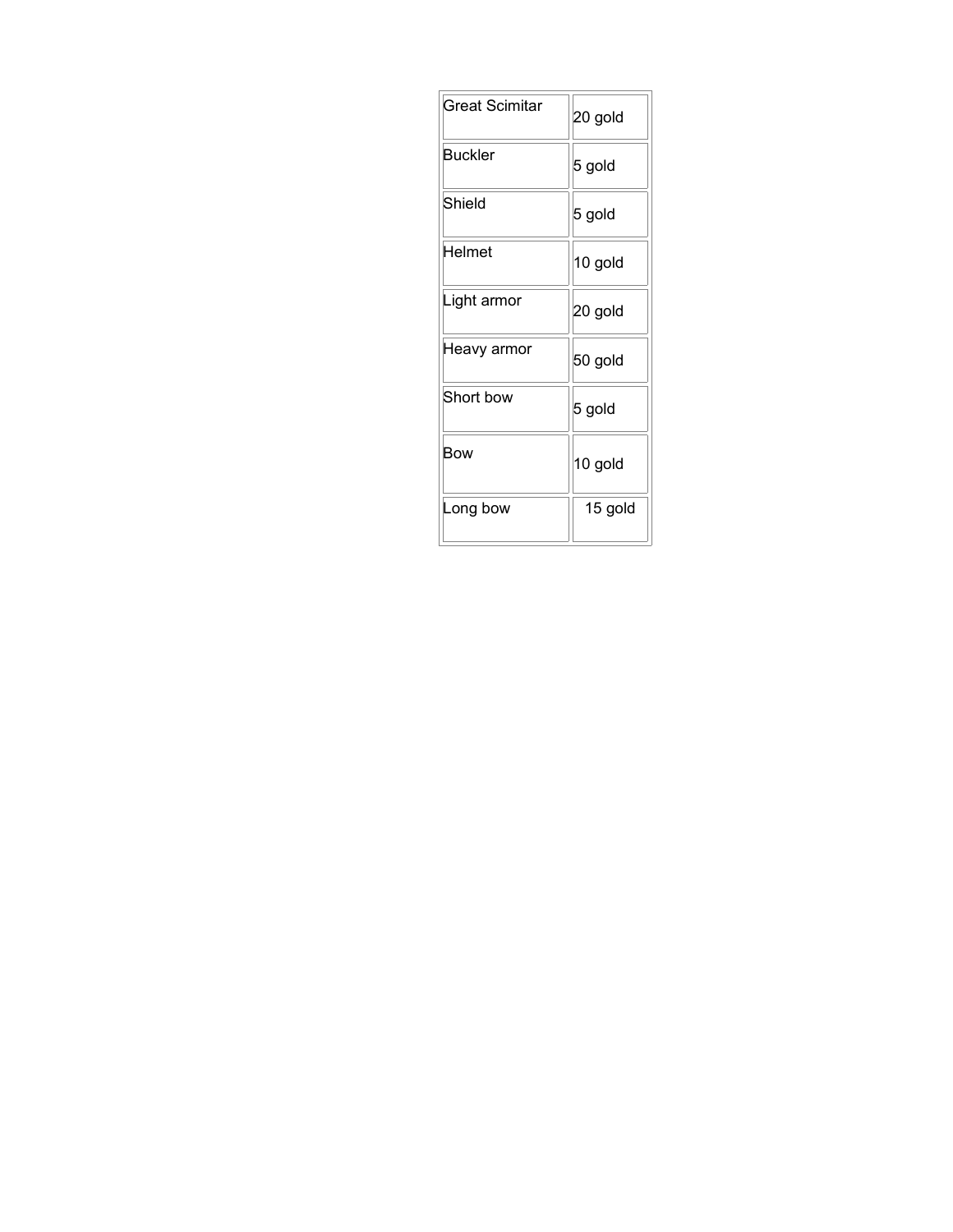| | |
|---|---|
| Great Scimitar | 20 gold |
| Buckler | 5 gold |
| Shield | 5 gold |
| Helmet | 10 gold |
| Light armor | 20 gold |
| Heavy armor | 50 gold |
| Short bow | 5 gold |
| Bow | 10 gold |
| Long bow | 15 gold |